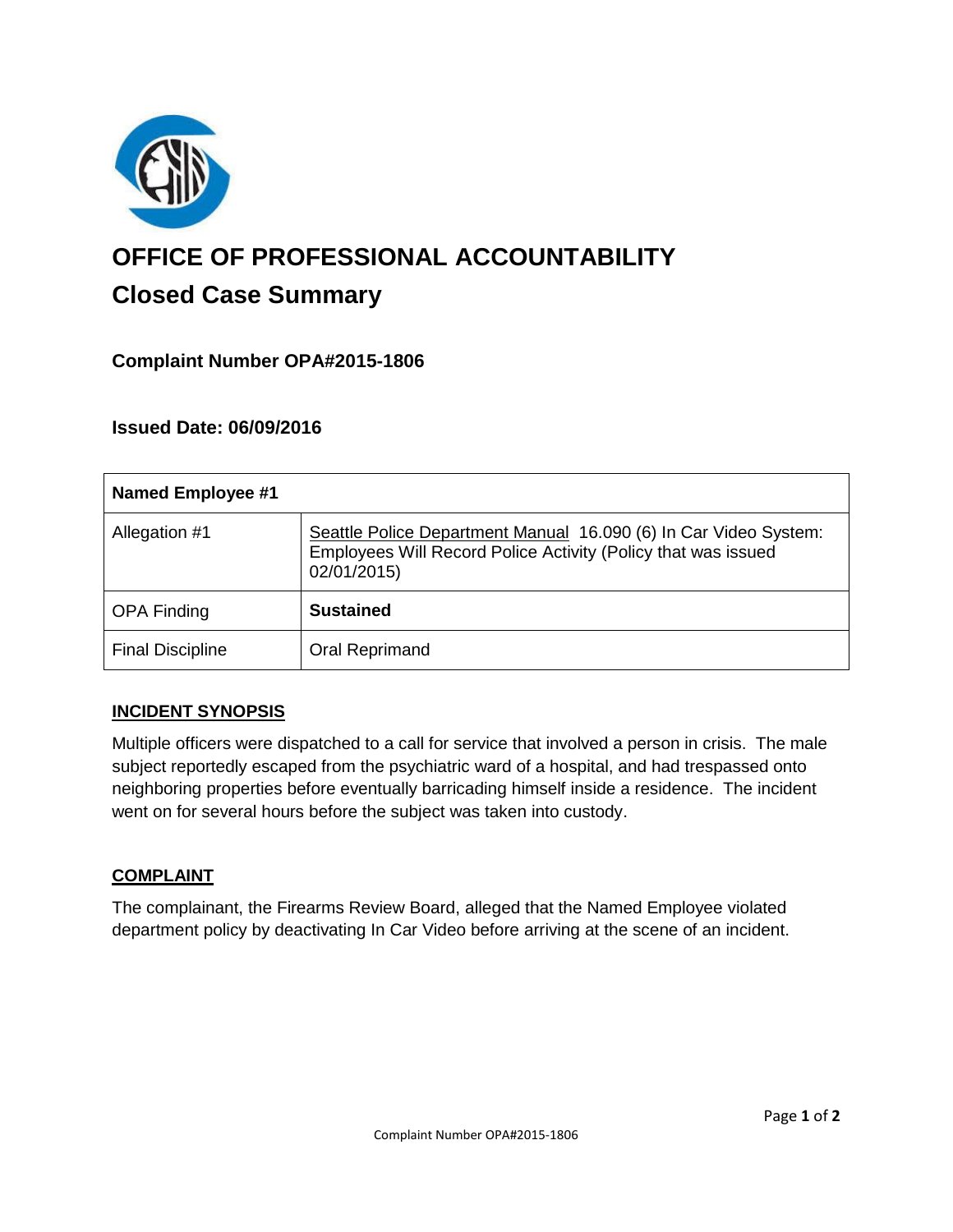# OFFICE OF PROFESSIONAL ACCOUNTABILITY

## Closed Case Summary

### Complaint Number OPA#2015-1806

### Issued Date: 06/09/2016

| Named Employee #1 | |
|---|---|
| Allegation #1 | Seattle Police Department Manual 16.090 (6) In Car Video System: Employees Will Record Police Activity (Policy that was issued 02/01/2015) |
| OPA Finding | **Sustained** |
| Final Discipline | Oral Reprimand |

**INCIDENT SYNOPSIS**

Multiple officers were dispatched to a call for service that involved a person in crisis. The male subject reportedly escaped from the psychiatric ward of a hospital, and had trespassed onto neighboring properties before eventually barricading himself inside a residence. The incident went on for several hours before the subject was taken into custody.

**COMPLAINT**

The complainant, the Firearms Review Board, alleged that the Named Employee violated department policy by deactivating In Car Video before arriving at the scene of an incident.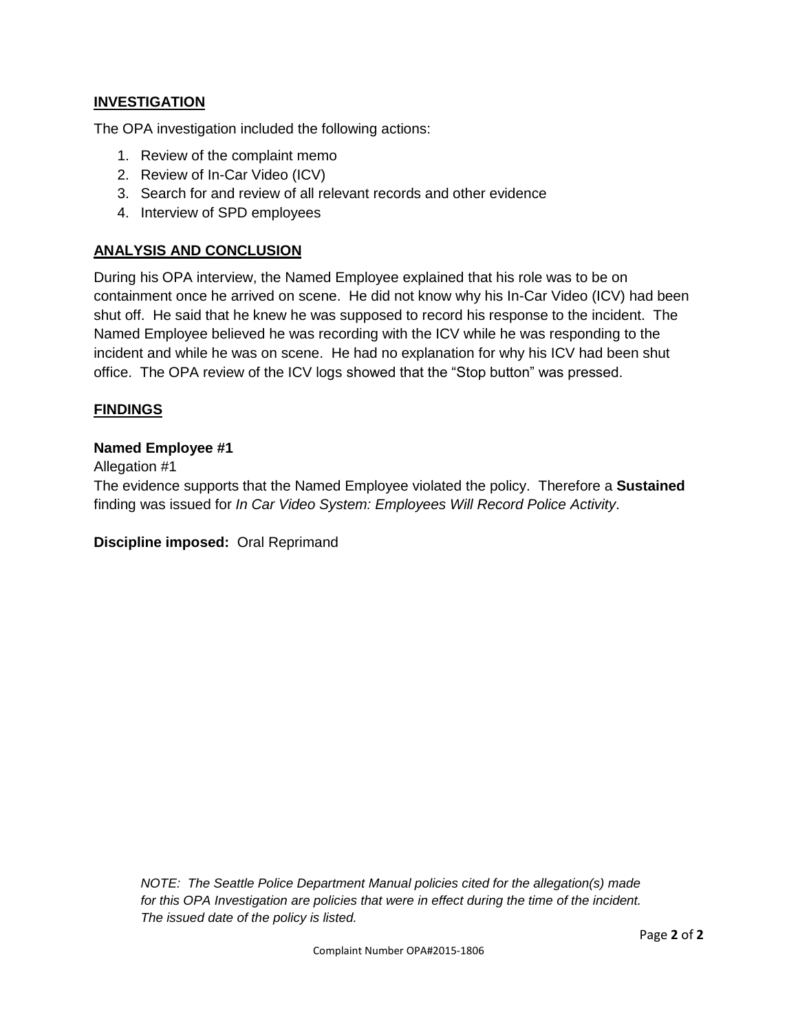## INVESTIGATION

The OPA investigation included the following actions:

1. Review of the complaint memo
2. Review of In-Car Video (ICV)
3. Search for and review of all relevant records and other evidence
4. Interview of SPD employees

## ANALYSIS AND CONCLUSION

During his OPA interview, the Named Employee explained that his role was to be on containment once he arrived on scene. He did not know why his In-Car Video (ICV) had been shut off. He said that he knew he was supposed to record his response to the incident. The Named Employee believed he was recording with the ICV while he was responding to the incident and while he was on scene. He had no explanation for why his ICV had been shut office. The OPA review of the ICV logs showed that the "Stop button" was pressed.

## FINDINGS

**Named Employee #1**

Allegation #1

The evidence supports that the Named Employee violated the policy. Therefore a **Sustained** finding was issued for *In Car Video System: Employees Will Record Police Activity*.

**Discipline imposed:** Oral Reprimand

*NOTE: The Seattle Police Department Manual policies cited for the allegation(s) made for this OPA Investigation are policies that were in effect during the time of the incident. The issued date of the policy is listed.*

Complaint Number OPA#2015-1806